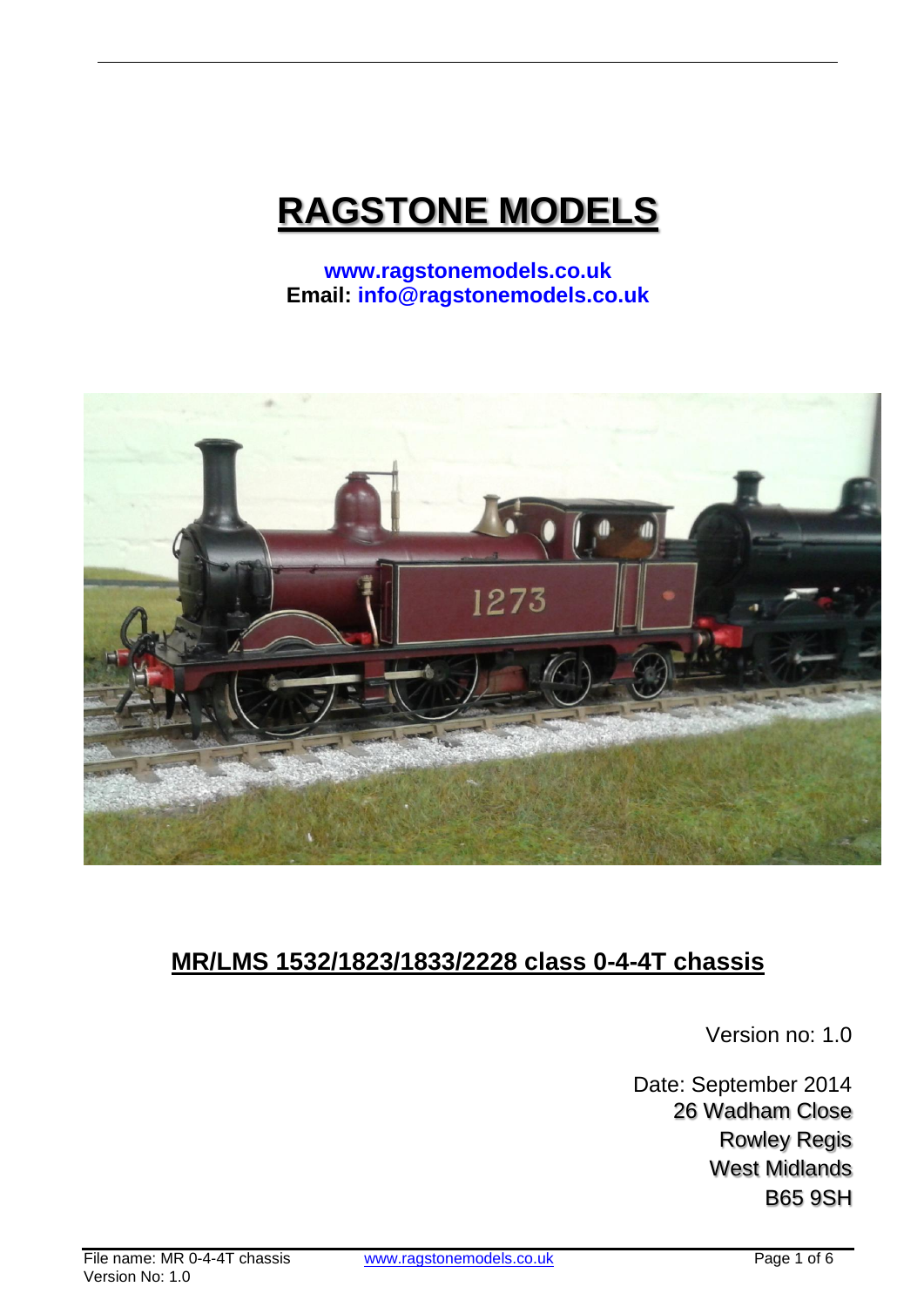# RAGSTONE MODELS

**www.ragstonemodels.co.uk**
**Email: info@ragstonemodels.co.uk**

## MR/LMS 1532/1823/1833/2228 class 0-4-4T chassis

Version no: 1.0

Date: September 2014
26 Wadham Close
Rowley Regis
West Midlands
B65 9SH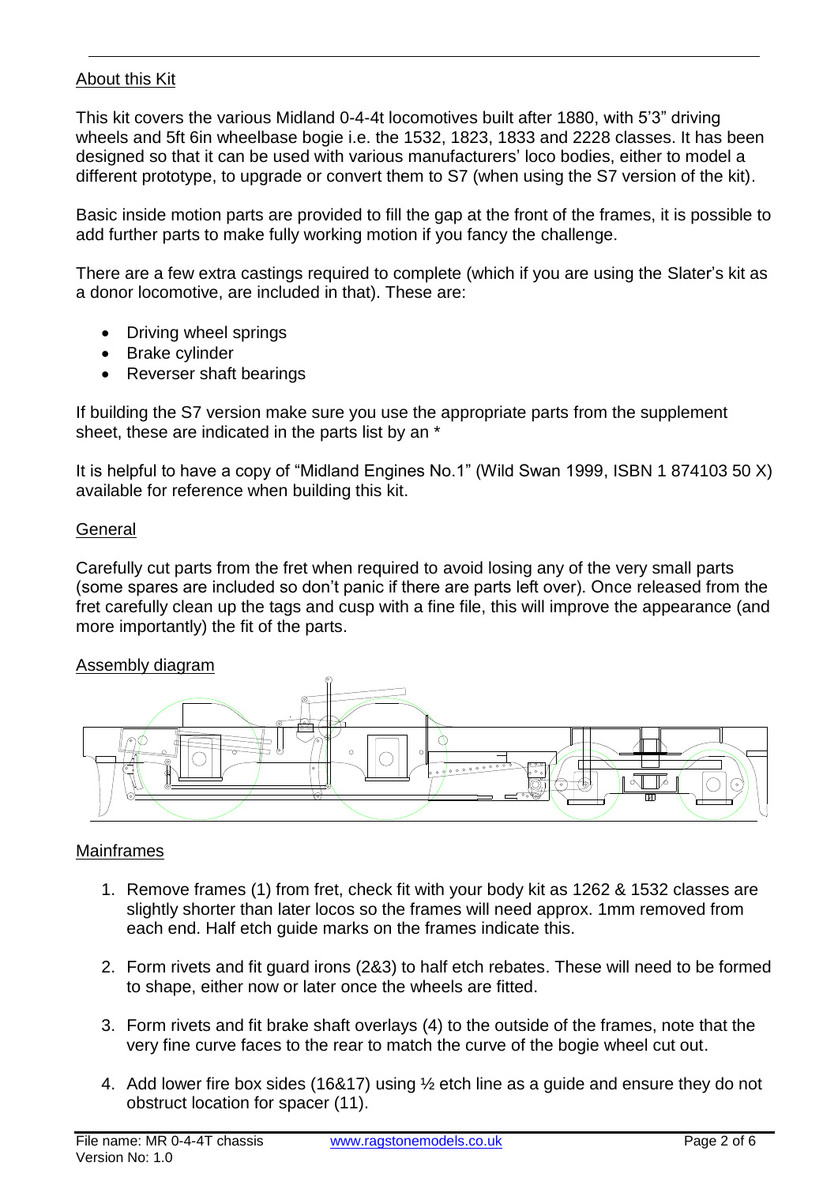About this Kit

This kit covers the various Midland 0-4-4t locomotives built after 1880, with 5'3" driving wheels and 5ft 6in wheelbase bogie i.e. the 1532, 1823, 1833 and 2228 classes. It has been designed so that it can be used with various manufacturers' loco bodies, either to model a different prototype, to upgrade or convert them to S7 (when using the S7 version of the kit).

Basic inside motion parts are provided to fill the gap at the front of the frames, it is possible to add further parts to make fully working motion if you fancy the challenge.

There are a few extra castings required to complete (which if you are using the Slater's kit as a donor locomotive, are included in that). These are:

- Driving wheel springs
- Brake cylinder
- Reverser shaft bearings

If building the S7 version make sure you use the appropriate parts from the supplement sheet, these are indicated in the parts list by an *

It is helpful to have a copy of "Midland Engines No.1" (Wild Swan 1999, ISBN 1 874103 50 X) available for reference when building this kit.

General

Carefully cut parts from the fret when required to avoid losing any of the very small parts (some spares are included so don't panic if there are parts left over). Once released from the fret carefully clean up the tags and cusp with a fine file, this will improve the appearance (and more importantly) the fit of the parts.

Assembly diagram

Mainframes

1. Remove frames (1) from fret, check fit with your body kit as 1262 & 1532 classes are slightly shorter than later locos so the frames will need approx. 1mm removed from each end. Half etch guide marks on the frames indicate this.
2. Form rivets and fit guard irons (2&3) to half etch rebates. These will need to be formed to shape, either now or later once the wheels are fitted.
3. Form rivets and fit brake shaft overlays (4) to the outside of the frames, note that the very fine curve faces to the rear to match the curve of the bogie wheel cut out.
4. Add lower fire box sides (16&17) using ½ etch line as a guide and ensure they do not obstruct location for spacer (11).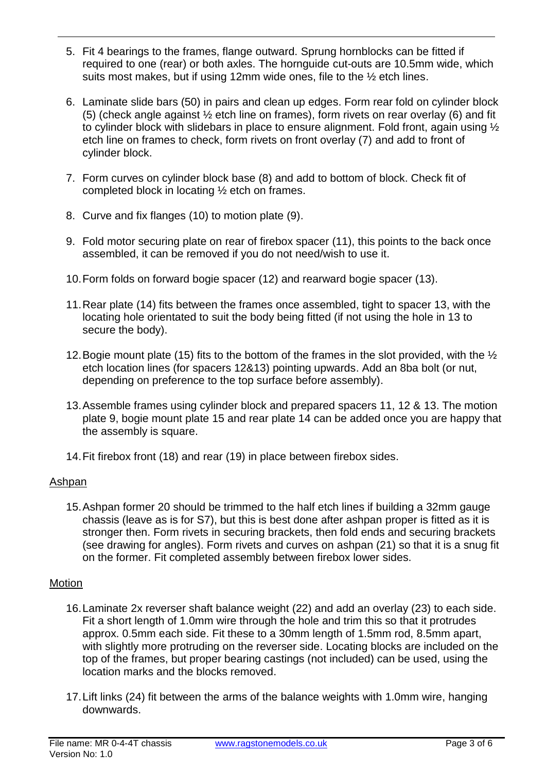5. Fit 4 bearings to the frames, flange outward. Sprung hornblocks can be fitted if required to one (rear) or both axles. The hornguide cut-outs are 10.5mm wide, which suits most makes, but if using 12mm wide ones, file to the ½ etch lines.

6. Laminate slide bars (50) in pairs and clean up edges. Form rear fold on cylinder block (5) (check angle against ½ etch line on frames), form rivets on rear overlay (6) and fit to cylinder block with slidebars in place to ensure alignment. Fold front, again using ½ etch line on frames to check, form rivets on front overlay (7) and add to front of cylinder block.

7. Form curves on cylinder block base (8) and add to bottom of block. Check fit of completed block in locating ½ etch on frames.

8. Curve and fix flanges (10) to motion plate (9).

9. Fold motor securing plate on rear of firebox spacer (11), this points to the back once assembled, it can be removed if you do not need/wish to use it.

10. Form folds on forward bogie spacer (12) and rearward bogie spacer (13).

11. Rear plate (14) fits between the frames once assembled, tight to spacer 13, with the locating hole orientated to suit the body being fitted (if not using the hole in 13 to secure the body).

12. Bogie mount plate (15) fits to the bottom of the frames in the slot provided, with the ½ etch location lines (for spacers 12&13) pointing upwards. Add an 8ba bolt (or nut, depending on preference to the top surface before assembly).

13. Assemble frames using cylinder block and prepared spacers 11, 12 & 13. The motion plate 9, bogie mount plate 15 and rear plate 14 can be added once you are happy that the assembly is square.

14. Fit firebox front (18) and rear (19) in place between firebox sides.

## Ashpan

15. Ashpan former 20 should be trimmed to the half etch lines if building a 32mm gauge chassis (leave as is for S7), but this is best done after ashpan proper is fitted as it is stronger then. Form rivets in securing brackets, then fold ends and securing brackets (see drawing for angles). Form rivets and curves on ashpan (21) so that it is a snug fit on the former. Fit completed assembly between firebox lower sides.

## Motion

16. Laminate 2x reverser shaft balance weight (22) and add an overlay (23) to each side. Fit a short length of 1.0mm wire through the hole and trim this so that it protrudes approx. 0.5mm each side. Fit these to a 30mm length of 1.5mm rod, 8.5mm apart, with slightly more protruding on the reverser side. Locating blocks are included on the top of the frames, but proper bearing castings (not included) can be used, using the location marks and the blocks removed.

17. Lift links (24) fit between the arms of the balance weights with 1.0mm wire, hanging downwards.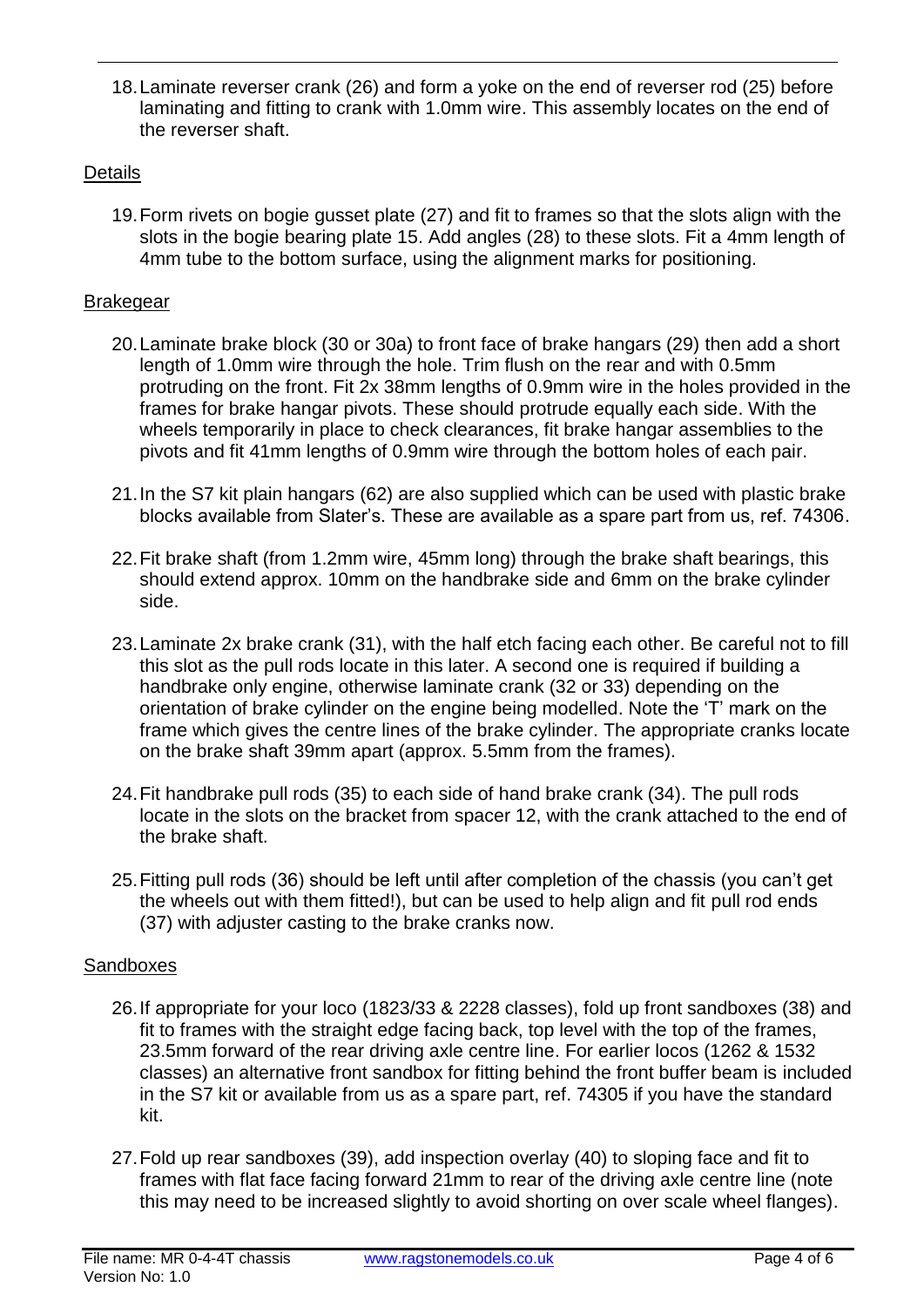18. Laminate reverser crank (26) and form a yoke on the end of reverser rod (25) before laminating and fitting to crank with 1.0mm wire. This assembly locates on the end of the reverser shaft.

## Details

19. Form rivets on bogie gusset plate (27) and fit to frames so that the slots align with the slots in the bogie bearing plate 15. Add angles (28) to these slots. Fit a 4mm length of 4mm tube to the bottom surface, using the alignment marks for positioning.

## Brakegear

20. Laminate brake block (30 or 30a) to front face of brake hangars (29) then add a short length of 1.0mm wire through the hole. Trim flush on the rear and with 0.5mm protruding on the front. Fit 2x 38mm lengths of 0.9mm wire in the holes provided in the frames for brake hangar pivots. These should protrude equally each side. With the wheels temporarily in place to check clearances, fit brake hangar assemblies to the pivots and fit 41mm lengths of 0.9mm wire through the bottom holes of each pair.

21. In the S7 kit plain hangars (62) are also supplied which can be used with plastic brake blocks available from Slater's. These are available as a spare part from us, ref. 74306.

22. Fit brake shaft (from 1.2mm wire, 45mm long) through the brake shaft bearings, this should extend approx. 10mm on the handbrake side and 6mm on the brake cylinder side.

23. Laminate 2x brake crank (31), with the half etch facing each other. Be careful not to fill this slot as the pull rods locate in this later. A second one is required if building a handbrake only engine, otherwise laminate crank (32 or 33) depending on the orientation of brake cylinder on the engine being modelled. Note the 'T' mark on the frame which gives the centre lines of the brake cylinder. The appropriate cranks locate on the brake shaft 39mm apart (approx. 5.5mm from the frames).

24. Fit handbrake pull rods (35) to each side of hand brake crank (34). The pull rods locate in the slots on the bracket from spacer 12, with the crank attached to the end of the brake shaft.

25. Fitting pull rods (36) should be left until after completion of the chassis (you can't get the wheels out with them fitted!), but can be used to help align and fit pull rod ends (37) with adjuster casting to the brake cranks now.

## Sandboxes

26. If appropriate for your loco (1823/33 & 2228 classes), fold up front sandboxes (38) and fit to frames with the straight edge facing back, top level with the top of the frames, 23.5mm forward of the rear driving axle centre line. For earlier locos (1262 & 1532 classes) an alternative front sandbox for fitting behind the front buffer beam is included in the S7 kit or available from us as a spare part, ref. 74305 if you have the standard kit.

27. Fold up rear sandboxes (39), add inspection overlay (40) to sloping face and fit to frames with flat face facing forward 21mm to rear of the driving axle centre line (note this may need to be increased slightly to avoid shorting on over scale wheel flanges).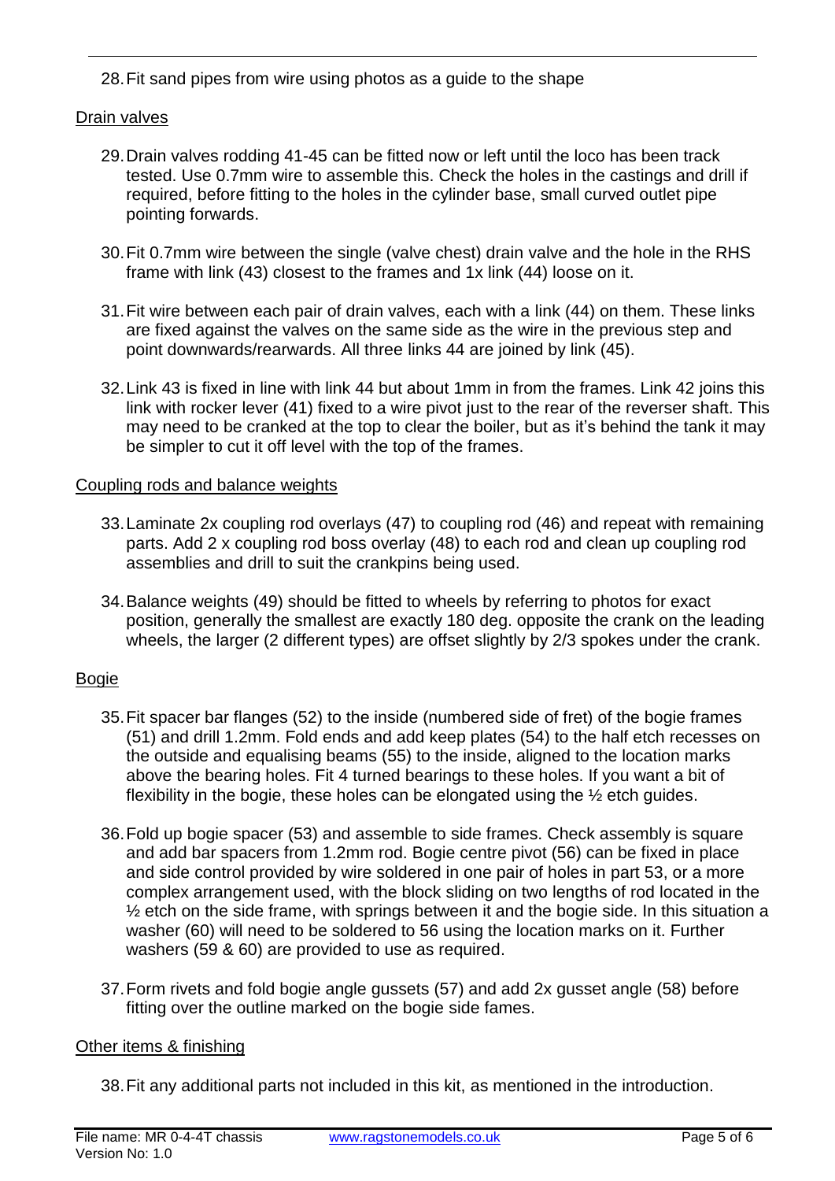28. Fit sand pipes from wire using photos as a guide to the shape

Drain valves

29. Drain valves rodding 41-45 can be fitted now or left until the loco has been track tested. Use 0.7mm wire to assemble this. Check the holes in the castings and drill if required, before fitting to the holes in the cylinder base, small curved outlet pipe pointing forwards.

30. Fit 0.7mm wire between the single (valve chest) drain valve and the hole in the RHS frame with link (43) closest to the frames and 1x link (44) loose on it.

31. Fit wire between each pair of drain valves, each with a link (44) on them. These links are fixed against the valves on the same side as the wire in the previous step and point downwards/rearwards. All three links 44 are joined by link (45).

32. Link 43 is fixed in line with link 44 but about 1mm in from the frames. Link 42 joins this link with rocker lever (41) fixed to a wire pivot just to the rear of the reverser shaft. This may need to be cranked at the top to clear the boiler, but as it's behind the tank it may be simpler to cut it off level with the top of the frames.

Coupling rods and balance weights

33. Laminate 2x coupling rod overlays (47) to coupling rod (46) and repeat with remaining parts. Add 2 x coupling rod boss overlay (48) to each rod and clean up coupling rod assemblies and drill to suit the crankpins being used.

34. Balance weights (49) should be fitted to wheels by referring to photos for exact position, generally the smallest are exactly 180 deg. opposite the crank on the leading wheels, the larger (2 different types) are offset slightly by 2/3 spokes under the crank.

Bogie

35. Fit spacer bar flanges (52) to the inside (numbered side of fret) of the bogie frames (51) and drill 1.2mm. Fold ends and add keep plates (54) to the half etch recesses on the outside and equalising beams (55) to the inside, aligned to the location marks above the bearing holes. Fit 4 turned bearings to these holes. If you want a bit of flexibility in the bogie, these holes can be elongated using the ½ etch guides.

36. Fold up bogie spacer (53) and assemble to side frames. Check assembly is square and add bar spacers from 1.2mm rod. Bogie centre pivot (56) can be fixed in place and side control provided by wire soldered in one pair of holes in part 53, or a more complex arrangement used, with the block sliding on two lengths of rod located in the ½ etch on the side frame, with springs between it and the bogie side. In this situation a washer (60) will need to be soldered to 56 using the location marks on it. Further washers (59 & 60) are provided to use as required.

37. Form rivets and fold bogie angle gussets (57) and add 2x gusset angle (58) before fitting over the outline marked on the bogie side fames.

Other items & finishing

38. Fit any additional parts not included in this kit, as mentioned in the introduction.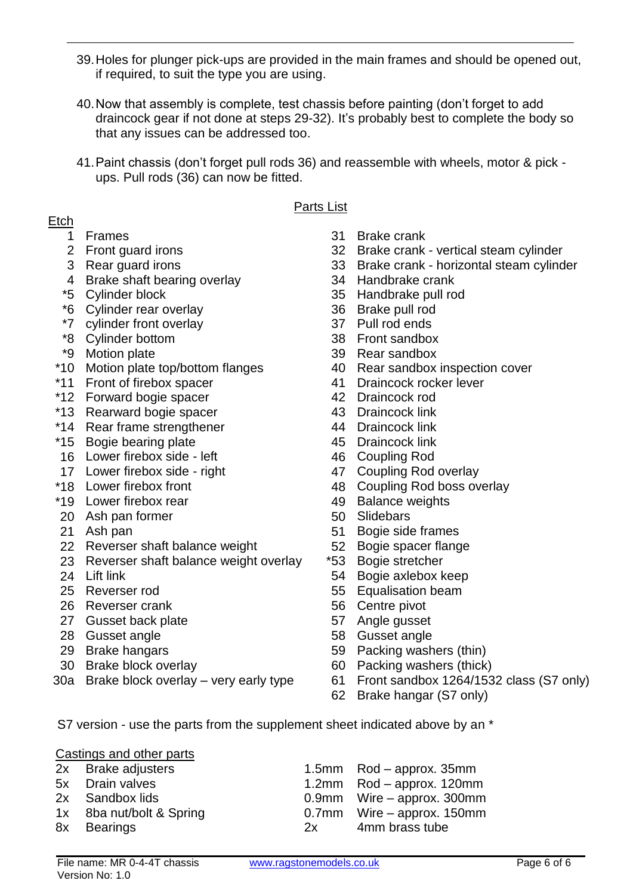39. Holes for plunger pick-ups are provided in the main frames and should be opened out, if required, to suit the type you are using.

40. Now that assembly is complete, test chassis before painting (don't forget to add draincock gear if not done at steps 29-32). It's probably best to complete the body so that any issues can be addressed too.

41. Paint chassis (don't forget pull rods 36) and reassemble with wheels, motor & pick - ups. Pull rods (36) can now be fitted.

## Parts List

### Etch

| | | | |
|---|---|---|---|
| 1 | Frames | 31 | Brake crank |
| 2 | Front guard irons | 32 | Brake crank - vertical steam cylinder |
| 3 | Rear guard irons | 33 | Brake crank - horizontal steam cylinder |
| 4 | Brake shaft bearing overlay | 34 | Handbrake crank |
| *5 | Cylinder block | 35 | Handbrake pull rod |
| *6 | Cylinder rear overlay | 36 | Brake pull rod |
| *7 | cylinder front overlay | 37 | Pull rod ends |
| *8 | Cylinder bottom | 38 | Front sandbox |
| *9 | Motion plate | 39 | Rear sandbox |
| *10 | Motion plate top/bottom flanges | 40 | Rear sandbox inspection cover |
| *11 | Front of firebox spacer | 41 | Draincock rocker lever |
| *12 | Forward bogie spacer | 42 | Draincock rod |
| *13 | Rearward bogie spacer | 43 | Draincock link |
| *14 | Rear frame strengthener | 44 | Draincock link |
| *15 | Bogie bearing plate | 45 | Draincock link |
| 16 | Lower firebox side - left | 46 | Coupling Rod |
| 17 | Lower firebox side - right | 47 | Coupling Rod overlay |
| *18 | Lower firebox front | 48 | Coupling Rod boss overlay |
| *19 | Lower firebox rear | 49 | Balance weights |
| 20 | Ash pan former | 50 | Slidebars |
| 21 | Ash pan | 51 | Bogie side frames |
| 22 | Reverser shaft balance weight | 52 | Bogie spacer flange |
| 23 | Reverser shaft balance weight overlay | *53 | Bogie stretcher |
| 24 | Lift link | 54 | Bogie axlebox keep |
| 25 | Reverser rod | 55 | Equalisation beam |
| 26 | Reverser crank | 56 | Centre pivot |
| 27 | Gusset back plate | 57 | Angle gusset |
| 28 | Gusset angle | 58 | Gusset angle |
| 29 | Brake hangars | 59 | Packing washers (thin) |
| 30 | Brake block overlay | 60 | Packing washers (thick) |
| 30a | Brake block overlay – very early type | 61 | Front sandbox 1264/1532 class (S7 only) |
| | | 62 | Brake hangar (S7 only) |

S7 version - use the parts from the supplement sheet indicated above by an *

### Castings and other parts

| | | | |
|---|---|---|---|
| 2x | Brake adjusters | 1.5mm | Rod – approx. 35mm |
| 5x | Drain valves | 1.2mm | Rod – approx. 120mm |
| 2x | Sandbox lids | 0.9mm | Wire – approx. 300mm |
| 1x | 8ba nut/bolt & Spring | 0.7mm | Wire – approx. 150mm |
| 8x | Bearings | 2x | 4mm brass tube |